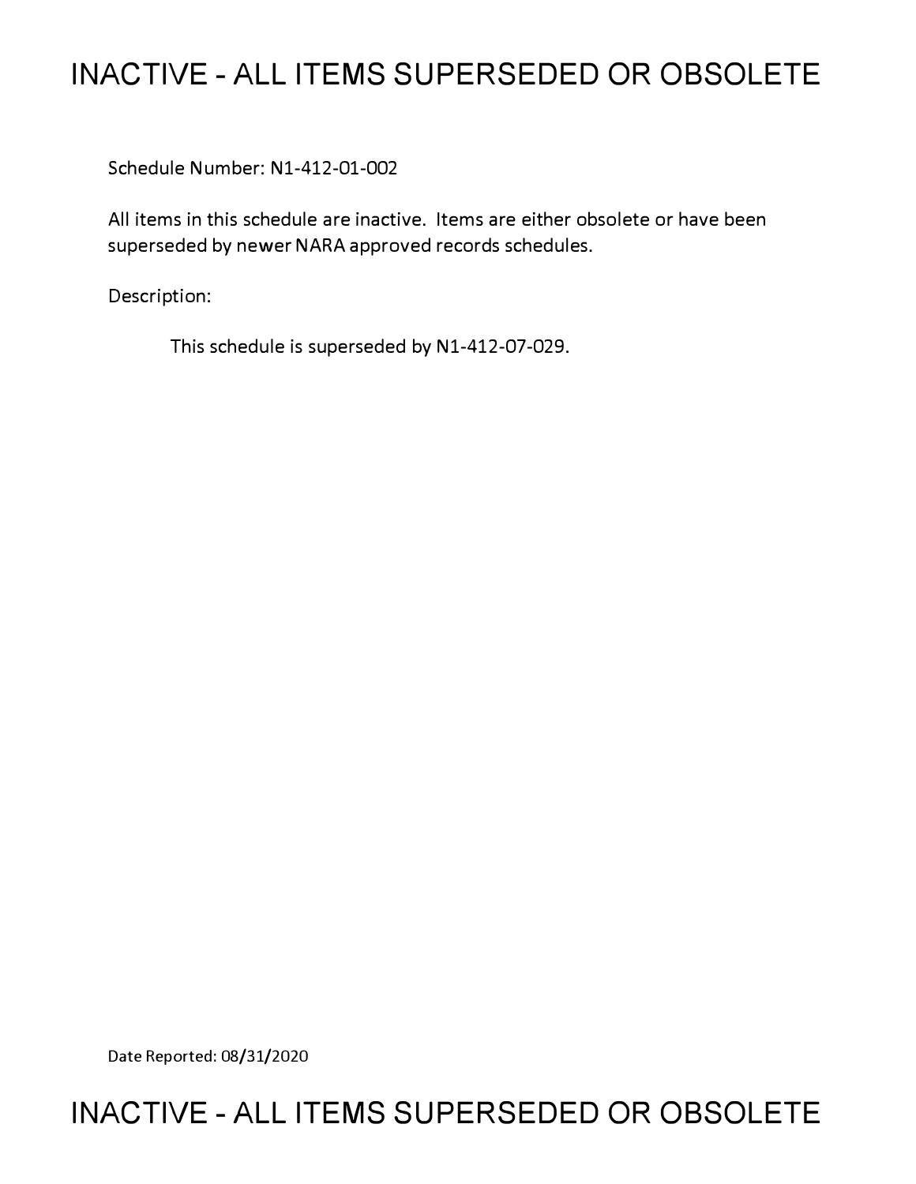# INACTIVE - ALL ITEMS SUPERSEDED OR OBSOLETE

Schedule Number: N1-412-01-002

All items in this schedule are inactive. Items are either obsolete or have been superseded by newer NARA approved records schedules.

Description:

This schedule is superseded by N1-412-07-029.

Date Reported: 08/31/2020

# INACTIVE - ALL ITEMS SUPERSEDED OR OBSOLETE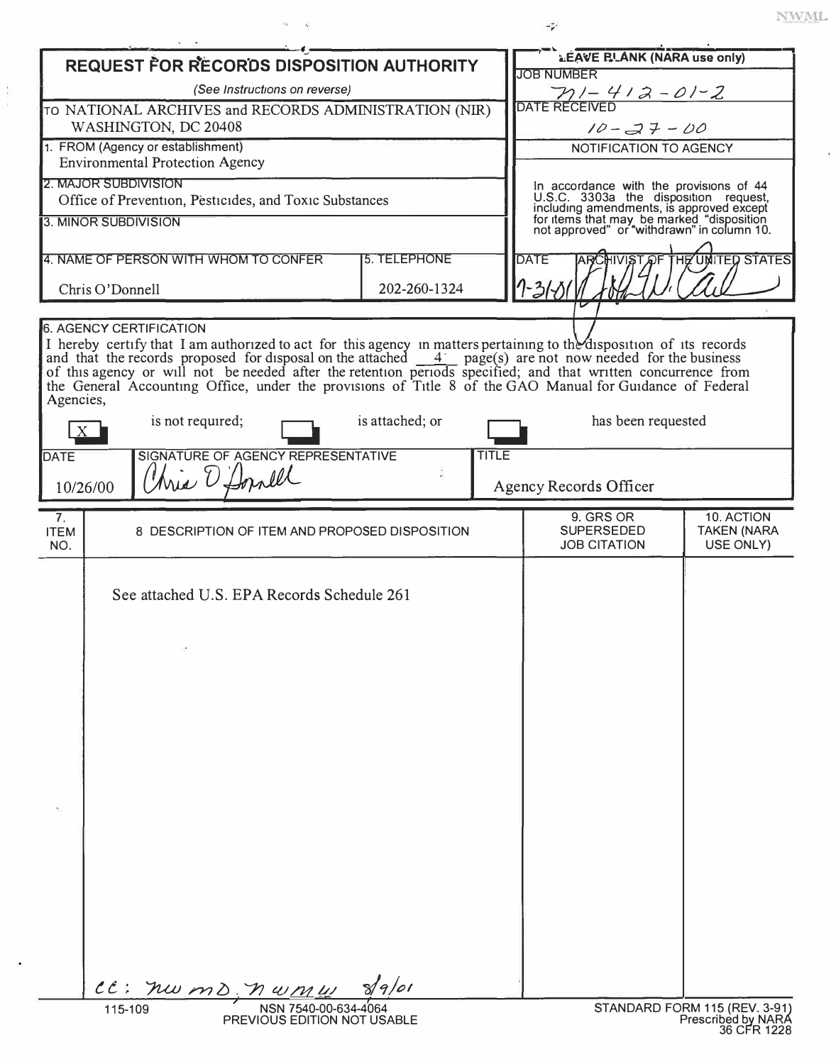NWML

# REQUEST FOR RECORDS DISPOSITION AUTHORITY

*(See Instructions on reverse)*

| | |
|---|---|
| TO NATIONAL ARCHIVES and RECORDS ADMINISTRATION (NIR) WASHINGTON, DC 20408 | **LEAVE BLANK (NARA use only)** |
| 1. FROM (Agency or establishment) Environmental Protection Agency | JOB NUMBER N1-412-01-2 |
| 2. MAJOR SUBDIVISION Office of Prevention, Pesticides, and Toxic Substances | DATE RECEIVED 10-27-00 |
| 3. MINOR SUBDIVISION | NOTIFICATION TO AGENCY |
| 4. NAME OF PERSON WITH WHOM TO CONFER: Chris O'Donnell — 5. TELEPHONE: 202-260-1324 | In accordance with the provisions of 44 U.S.C. 3303a the disposition request, including amendments, is approved except for items that may be marked "disposition not approved" or "withdrawn" in column 10. |
| | DATE 7-31-01 — ARCHIVIST OF THE UNITED STATES [signature] |

## 6. AGENCY CERTIFICATION

I hereby certify that I am authorized to act for this agency in matters pertaining to the disposition of its records and that the records proposed for disposal on the attached 4 page(s) are not now needed for the business of this agency or will not be needed after the retention periods specified; and that written concurrence from the General Accounting Office, under the provisions of Title 8 of the GAO Manual for Guidance of Federal Agencies,

[X] is not required; [ ] is attached; or [ ] has been requested

| DATE | SIGNATURE OF AGENCY REPRESENTATIVE | TITLE |
|---|---|---|
| 10/26/00 | Chris O'Donnell | Agency Records Officer |

| 7. ITEM NO. | 8. DESCRIPTION OF ITEM AND PROPOSED DISPOSITION | 9. GRS OR SUPERSEDED JOB CITATION | 10. ACTION TAKEN (NARA USE ONLY) |
|---|---|---|---|
| | See attached U.S. EPA Records Schedule 261 | | |

cc: NWMD, NWMW 8/9/01

115-109 NSN 7540-00-634-4064 PREVIOUS EDITION NOT USABLE

STANDARD FORM 115 (REV. 3-91) Prescribed by NARA 36 CFR 1228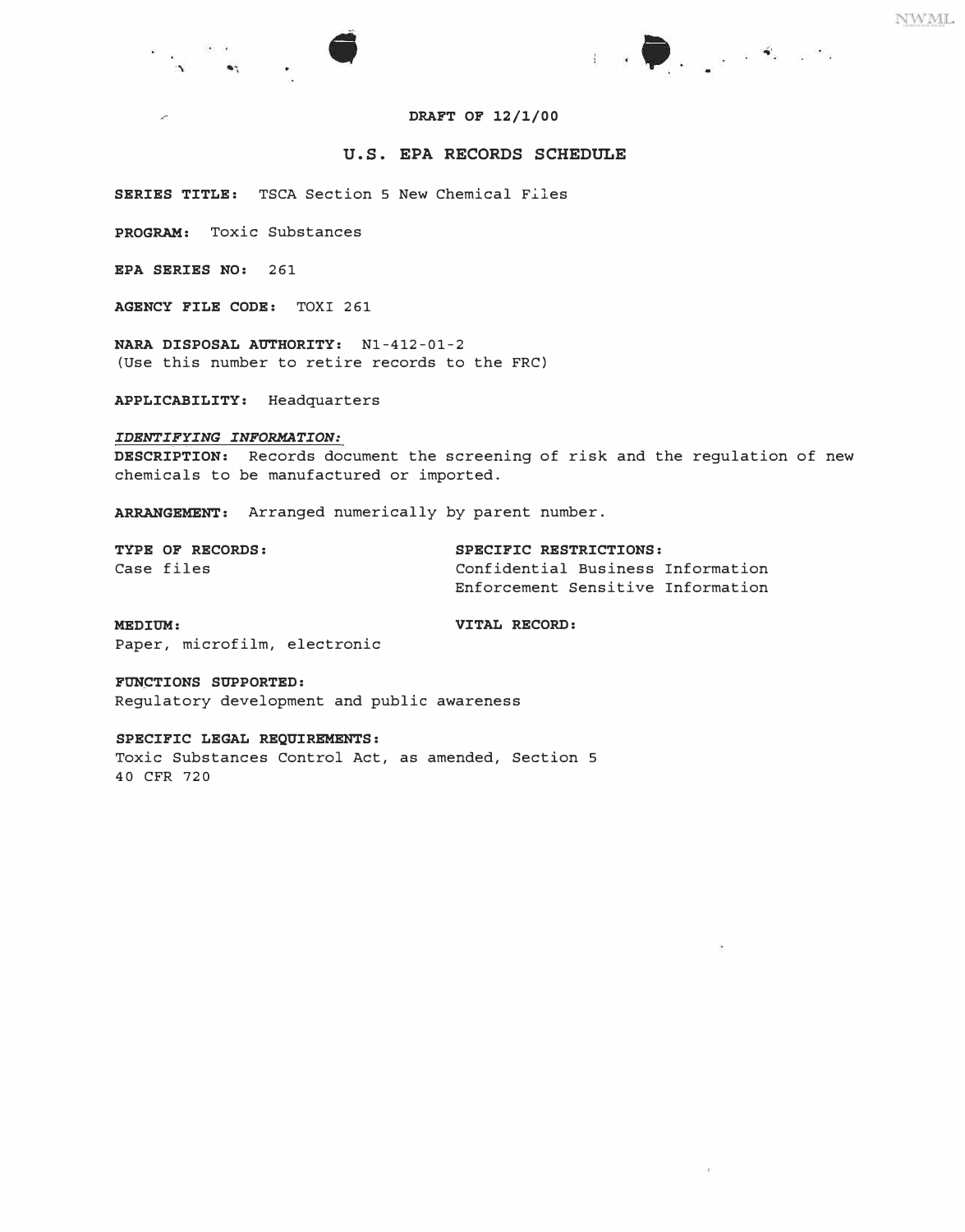**DRAFT OF 12/1/00**

## U.S. EPA RECORDS SCHEDULE

**SERIES TITLE:** TSCA Section 5 New Chemical Files

**PROGRAM:** Toxic Substances

**EPA SERIES NO:** 261

**AGENCY FILE CODE:** TOXI 261

**NARA DISPOSAL AUTHORITY:** N1-412-01-2
(Use this number to retire records to the FRC)

**APPLICABILITY:** Headquarters

***IDENTIFYING INFORMATION:***

**DESCRIPTION:** Records document the screening of risk and the regulation of new chemicals to be manufactured or imported.

**ARRANGEMENT:** Arranged numerically by parent number.

**TYPE OF RECORDS:**
Case files

**SPECIFIC RESTRICTIONS:**
Confidential Business Information
Enforcement Sensitive Information

**MEDIUM:**
Paper, microfilm, electronic

**VITAL RECORD:**

**FUNCTIONS SUPPORTED:**
Regulatory development and public awareness

**SPECIFIC LEGAL REQUIREMENTS:**
Toxic Substances Control Act, as amended, Section 5
40 CFR 720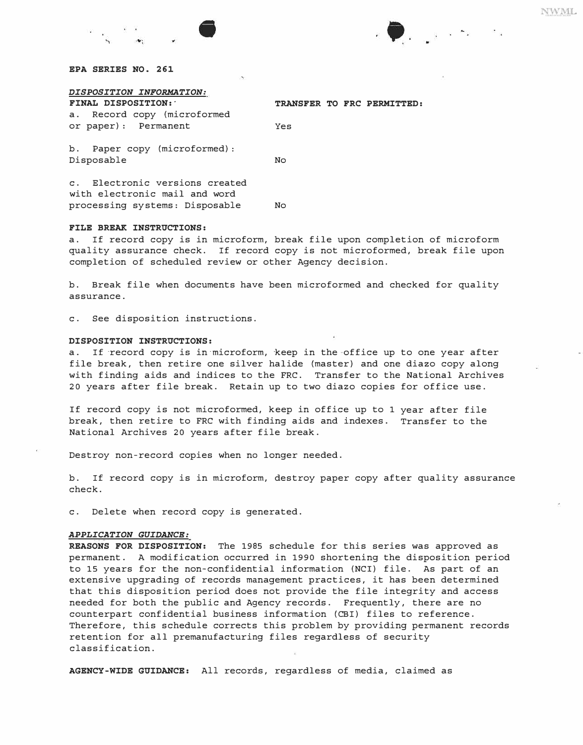**EPA SERIES NO. 261**

*DISPOSITION INFORMATION:*

| FINAL DISPOSITION: | TRANSFER TO FRC PERMITTED: |
|---|---|
| a. Record copy (microformed or paper): Permanent | Yes |
| b. Paper copy (microformed): Disposable | No |
| c. Electronic versions created with electronic mail and word processing systems: Disposable | No |

**FILE BREAK INSTRUCTIONS:**

a. If record copy is in microform, break file upon completion of microform quality assurance check. If record copy is not microformed, break file upon completion of scheduled review or other Agency decision.

b. Break file when documents have been microformed and checked for quality assurance.

c. See disposition instructions.

**DISPOSITION INSTRUCTIONS:**

a. If record copy is in microform, keep in the office up to one year after file break, then retire one silver halide (master) and one diazo copy along with finding aids and indices to the FRC. Transfer to the National Archives 20 years after file break. Retain up to two diazo copies for office use.

If record copy is not microformed, keep in office up to 1 year after file break, then retire to FRC with finding aids and indexes. Transfer to the National Archives 20 years after file break.

Destroy non-record copies when no longer needed.

b. If record copy is in microform, destroy paper copy after quality assurance check.

c. Delete when record copy is generated.

***APPLICATION GUIDANCE:***

**REASONS FOR DISPOSITION:** The 1985 schedule for this series was approved as permanent. A modification occurred in 1990 shortening the disposition period to 15 years for the non-confidential information (NCI) file. As part of an extensive upgrading of records management practices, it has been determined that this disposition period does not provide the file integrity and access needed for both the public and Agency records. Frequently, there are no counterpart confidential business information (CBI) files to reference. Therefore, this schedule corrects this problem by providing permanent records retention for all premanufacturing files regardless of security classification.

**AGENCY-WIDE GUIDANCE:** All records, regardless of media, claimed as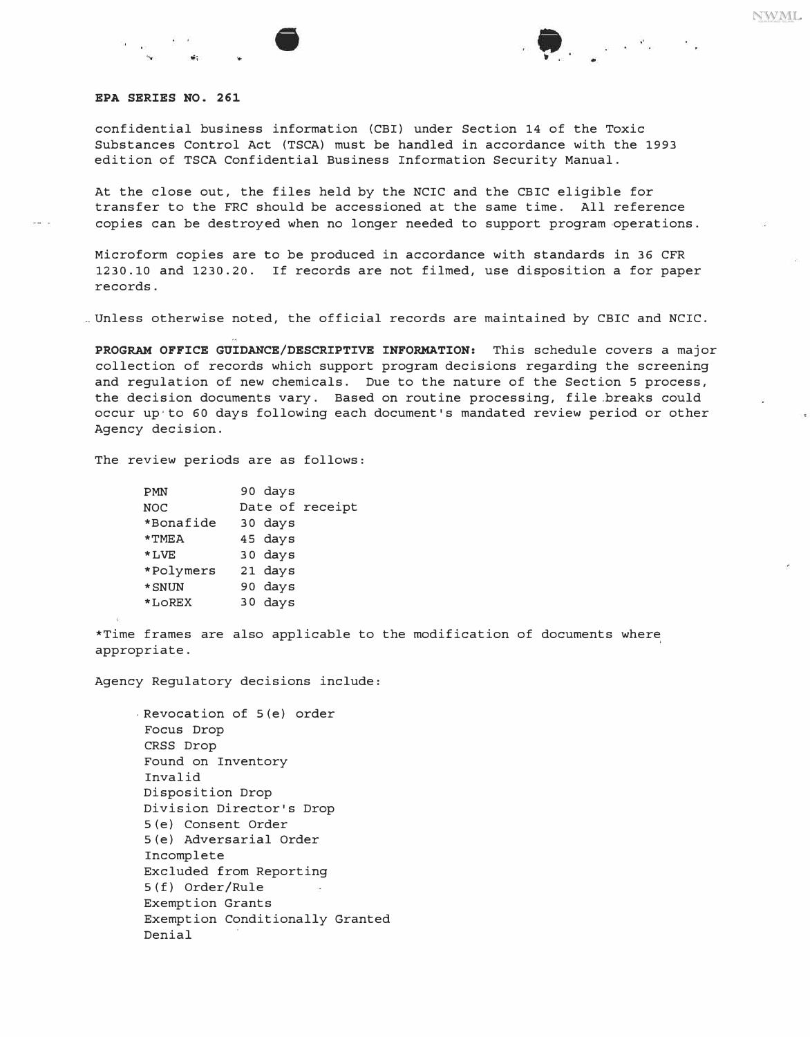**EPA SERIES NO. 261**

confidential business information (CBI) under Section 14 of the Toxic Substances Control Act (TSCA) must be handled in accordance with the 1993 edition of TSCA Confidential Business Information Security Manual.

At the close out, the files held by the NCIC and the CBIC eligible for transfer to the FRC should be accessioned at the same time. All reference copies can be destroyed when no longer needed to support program operations.

Microform copies are to be produced in accordance with standards in 36 CFR 1230.10 and 1230.20. If records are not filmed, use disposition a for paper records.

Unless otherwise noted, the official records are maintained by CBIC and NCIC.

**PROGRAM OFFICE GUIDANCE/DESCRIPTIVE INFORMATION:** This schedule covers a major collection of records which support program decisions regarding the screening and regulation of new chemicals. Due to the nature of the Section 5 process, the decision documents vary. Based on routine processing, file breaks could occur up to 60 days following each document's mandated review period or other Agency decision.

The review periods are as follows:

| | |
|---|---|
| PMN | 90 days |
| NOC | Date of receipt |
| *Bonafide | 30 days |
| *TMEA | 45 days |
| *LVE | 30 days |
| *Polymers | 21 days |
| *SNUN | 90 days |
| *LoREX | 30 days |

*Time frames are also applicable to the modification of documents where appropriate.

Agency Regulatory decisions include:

- Revocation of 5(e) order
- Focus Drop
- CRSS Drop
- Found on Inventory
- Invalid
- Disposition Drop
- Division Director's Drop
- 5(e) Consent Order
- 5(e) Adversarial Order
- Incomplete
- Excluded from Reporting
- 5(f) Order/Rule
- Exemption Grants
- Exemption Conditionally Granted
- Denial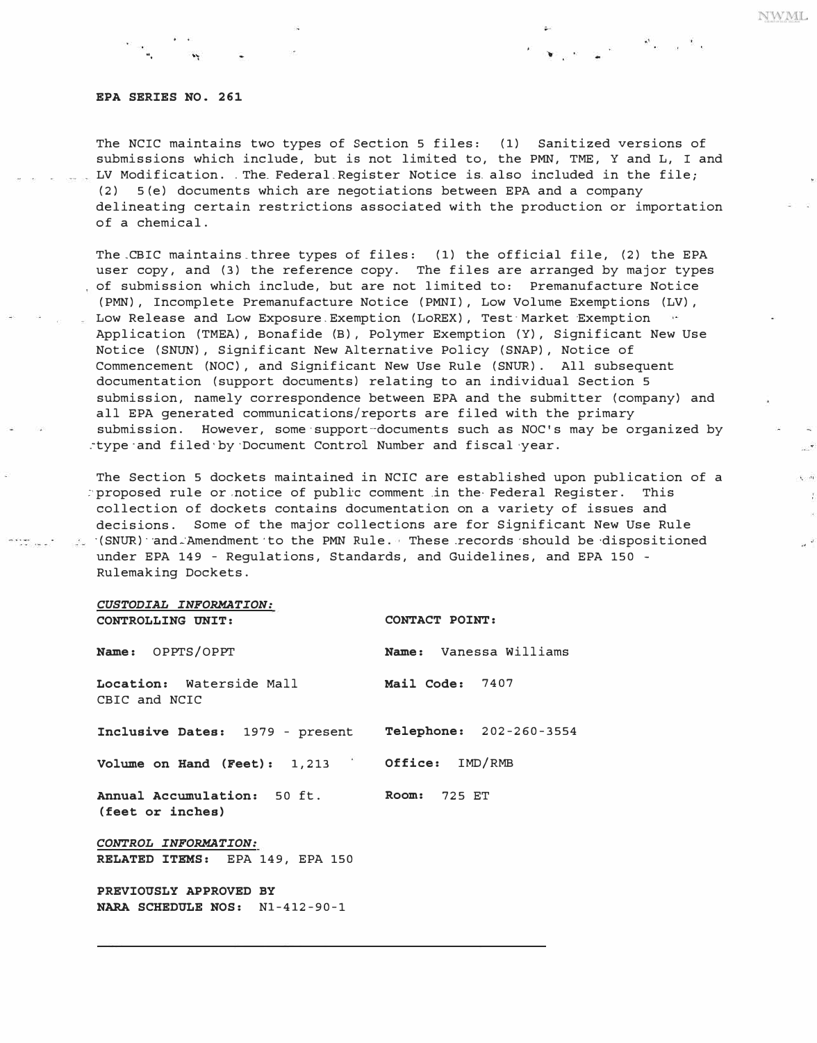**EPA SERIES NO. 261**

The NCIC maintains two types of Section 5 files: (1) Sanitized versions of submissions which include, but is not limited to, the PMN, TME, Y and L, I and LV Modification. The Federal Register Notice is also included in the file; (2) 5(e) documents which are negotiations between EPA and a company delineating certain restrictions associated with the production or importation of a chemical.

The CBIC maintains three types of files: (1) the official file, (2) the EPA user copy, and (3) the reference copy. The files are arranged by major types of submission which include, but are not limited to: Premanufacture Notice (PMN), Incomplete Premanufacture Notice (PMNI), Low Volume Exemptions (LV), Low Release and Low Exposure Exemption (LoREX), Test Market Exemption Application (TMEA), Bonafide (B), Polymer Exemption (Y), Significant New Use Notice (SNUN), Significant New Alternative Policy (SNAP), Notice of Commencement (NOC), and Significant New Use Rule (SNUR). All subsequent documentation (support documents) relating to an individual Section 5 submission, namely correspondence between EPA and the submitter (company) and all EPA generated communications/reports are filed with the primary submission. However, some support documents such as NOC's may be organized by type and filed by Document Control Number and fiscal year.

The Section 5 dockets maintained in NCIC are established upon publication of a proposed rule or notice of public comment in the Federal Register. This collection of dockets contains documentation on a variety of issues and decisions. Some of the major collections are for Significant New Use Rule (SNUR) and Amendment to the PMN Rule. These records should be dispositioned under EPA 149 - Regulations, Standards, and Guidelines, and EPA 150 - Rulemaking Dockets.

***CUSTODIAL INFORMATION:***

| **CONTROLLING UNIT:** | **CONTACT POINT:** |
|---|---|
| **Name:** OPPTS/OPPT | **Name:** Vanessa Williams |
| **Location:** Waterside Mall CBIC and NCIC | **Mail Code:** 7407 |
| **Inclusive Dates:** 1979 - present | **Telephone:** 202-260-3554 |
| **Volume on Hand (Feet):** 1,213 | **Office:** IMD/RMB |
| **Annual Accumulation:** 50 ft. (feet or inches) | **Room:** 725 ET |

***CONTROL INFORMATION:***
**RELATED ITEMS:** EPA 149, EPA 150

**PREVIOUSLY APPROVED BY NARA SCHEDULE NOS:** N1-412-90-1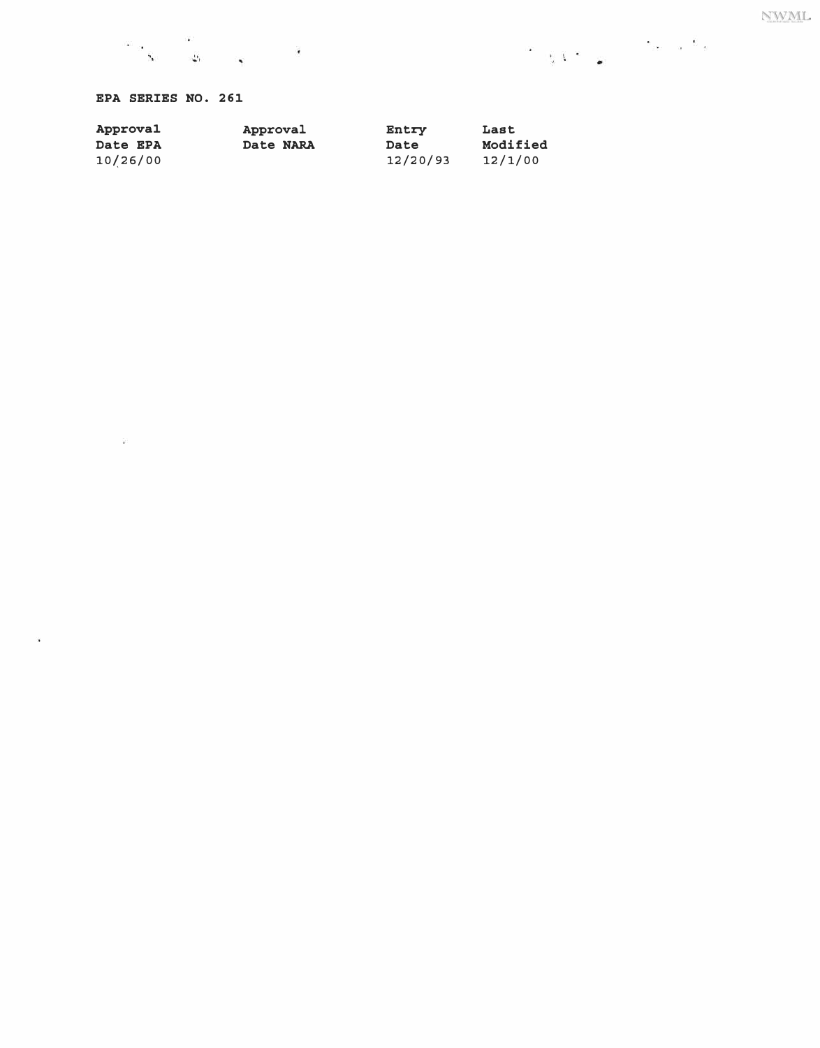**EPA SERIES NO. 261**

| Approval Date EPA | Approval Date NARA | Entry Date | Last Modified |
|---|---|---|---|
| 10/26/00 | | 12/20/93 | 12/1/00 |